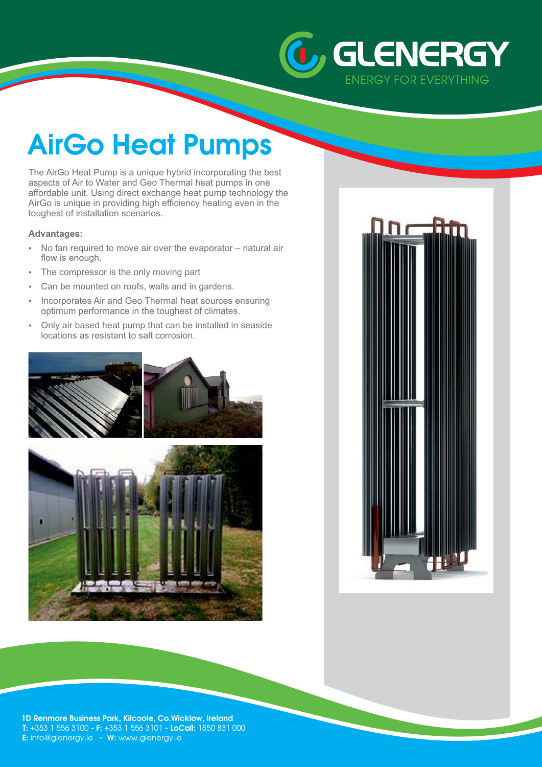GLENERGY

ENERGY FOR EVERYTHING

# AirGo Heat Pumps

The AirGo Heat Pump is a unique hybrid incorporating the best aspects of Air to Water and Geo Thermal heat pumps in one affordable unit. Using direct exchange heat pump technology the AirGo is unique in providing high efficiency heating even in the toughest of installation scenarios.

**Advantages:**

- No fan required to move air over the evaporator – natural air flow is enough.
- The compressor is the only moving part
- Can be mounted on roofs, walls and in gardens.
- Incorporates Air and Geo Thermal heat sources ensuring optimum performance in the toughest of climates.
- Only air based heat pump that can be installed in seaside locations as resistant to salt corrosion.

**1D Renmore Business Park, Kilcoole, Co.Wicklow, Ireland**
**T:** +353 1 556 3100 - **F:** +353 1 556 3101 - **LoCall:** 1850 831 000
**E:** info@glenergy.ie - **W:** www.glenergy.ie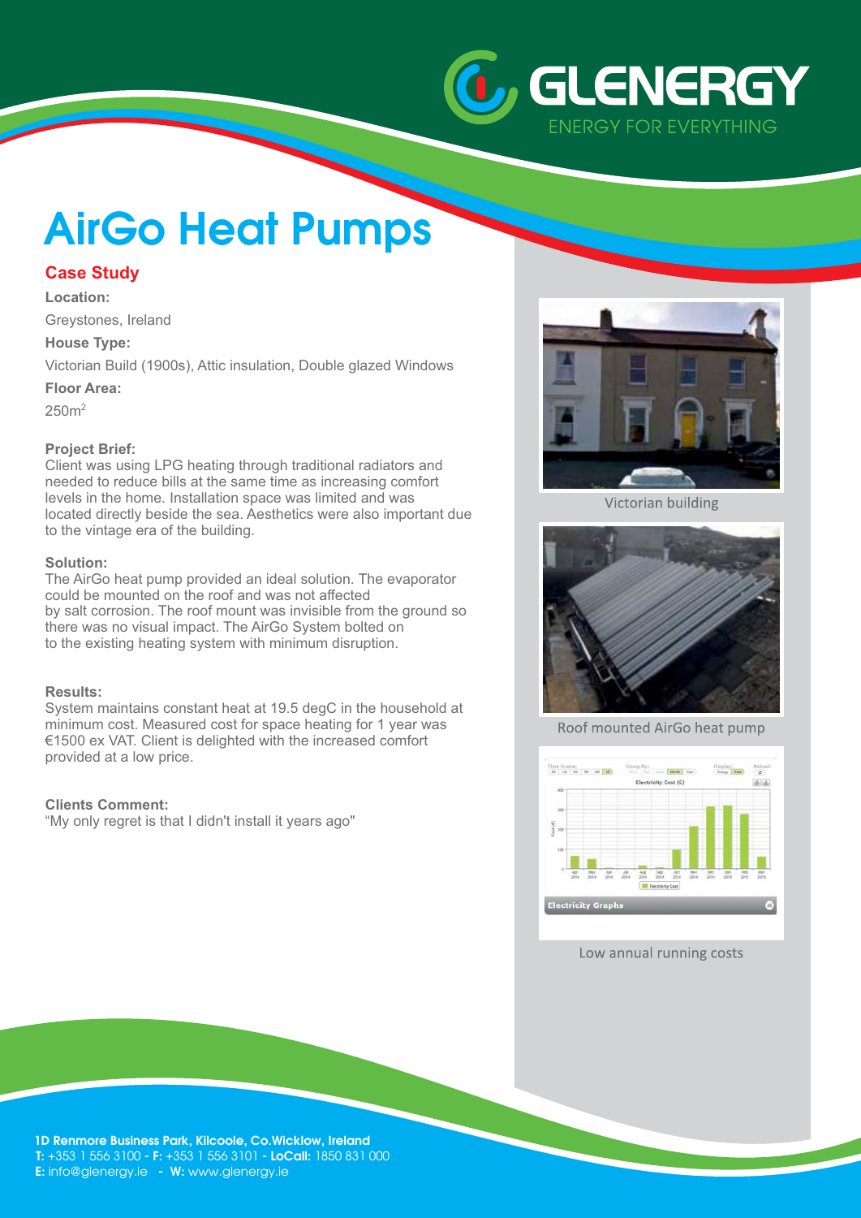GLENERGY

ENERGY FOR EVERYTHING

# AirGo Heat Pumps

## Case Study

**Location:**

Greystones, Ireland

**House Type:**

Victorian Build (1900s), Attic insulation, Double glazed Windows

**Floor Area:**

250m$^2$

**Project Brief:**
Client was using LPG heating through traditional radiators and needed to reduce bills at the same time as increasing comfort levels in the home. Installation space was limited and was located directly beside the sea. Aesthetics were also important due to the vintage era of the building.

**Solution:**
The AirGo heat pump provided an ideal solution. The evaporator could be mounted on the roof and was not affected by salt corrosion. The roof mount was invisible from the ground so there was no visual impact. The AirGo System bolted on to the existing heating system with minimum disruption.

**Results:**
System maintains constant heat at 19.5 degC in the household at minimum cost. Measured cost for space heating for 1 year was €1500 ex VAT. Client is delighted with the increased comfort provided at a low price.

**Clients Comment:**
“My only regret is that I didn't install it years ago"

Victorian building

Roof mounted AirGo heat pump

Electricity Cost (€)

Electricity Cost

Electricity Graphs

Low annual running costs

**1D Renmore Business Park, Kilcoole, Co.Wicklow, Ireland**
**T:** +353 1 556 3100 - **F:** +353 1 556 3101 - **LoCall:** 1850 831 000
**E:** info@glenergy.ie - **W:** www.glenergy.ie